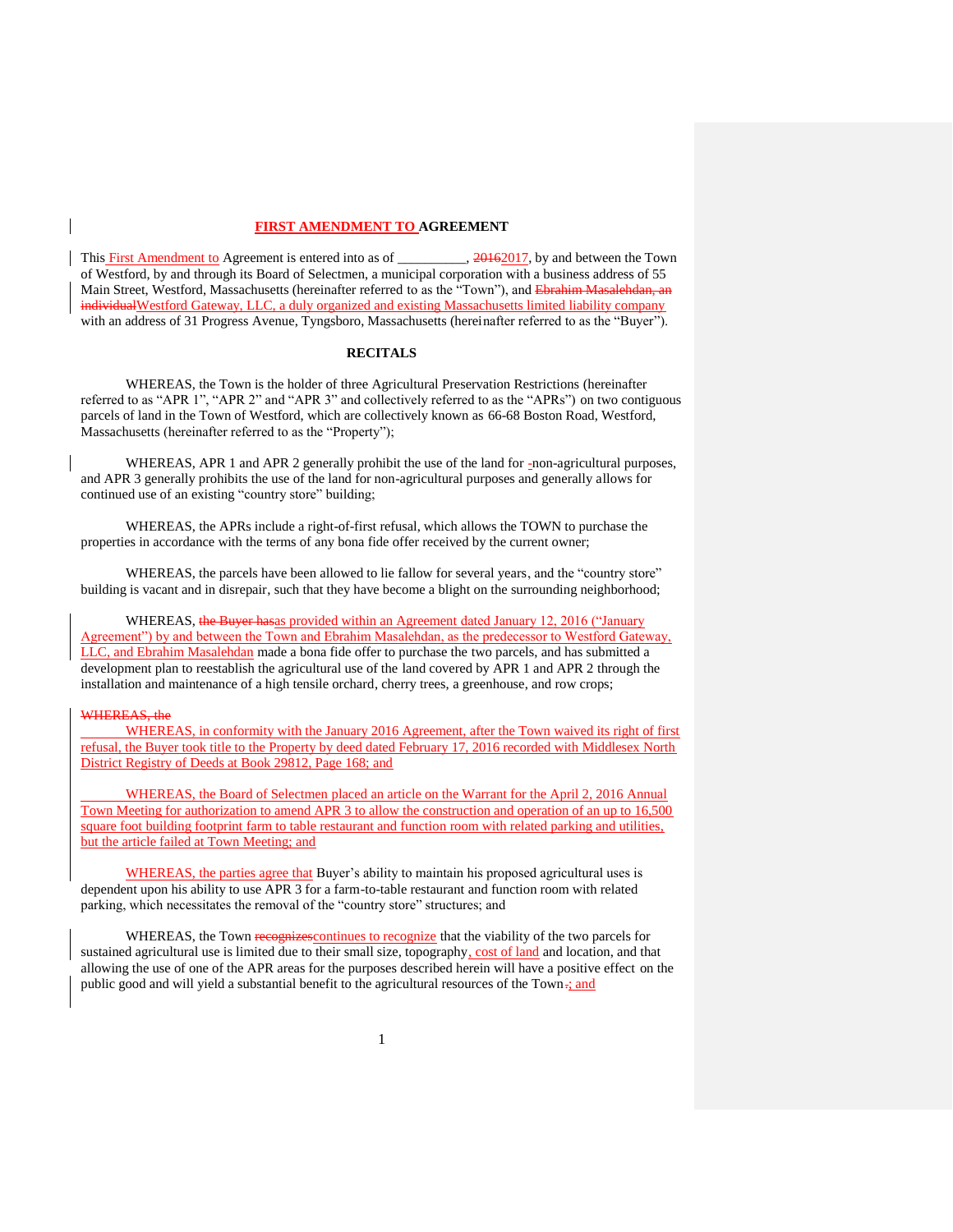**FIRST AMENDMENT TO AGREEMENT**

This First Amendment to Agreement is entered into as of __________, ~~2016~~2017, by and between the Town of Westford, by and through its Board of Selectmen, a municipal corporation with a business address of 55 Main Street, Westford, Massachusetts (hereinafter referred to as the "Town"), and ~~Ebrahim Masalehdan, an individual~~Westford Gateway, LLC, a duly organized and existing Massachusetts limited liability company with an address of 31 Progress Avenue, Tyngsboro, Massachusetts (hereinafter referred to as the "Buyer").

**RECITALS**

WHEREAS, the Town is the holder of three Agricultural Preservation Restrictions (hereinafter referred to as "APR 1", "APR 2" and "APR 3" and collectively referred to as the "APRs") on two contiguous parcels of land in the Town of Westford, which are collectively known as 66-68 Boston Road, Westford, Massachusetts (hereinafter referred to as the "Property");

WHEREAS, APR 1 and APR 2 generally prohibit the use of the land for ~~-~~non-agricultural purposes, and APR 3 generally prohibits the use of the land for non-agricultural purposes and generally allows for continued use of an existing "country store" building;

WHEREAS, the APRs include a right-of-first refusal, which allows the TOWN to purchase the properties in accordance with the terms of any bona fide offer received by the current owner;

WHEREAS, the parcels have been allowed to lie fallow for several years, and the "country store" building is vacant and in disrepair, such that they have become a blight on the surrounding neighborhood;

WHEREAS, ~~the Buyer has~~as provided within an Agreement dated January 12, 2016 ("January Agreement") by and between the Town and Ebrahim Masalehdan, as the predecessor to Westford Gateway, LLC, and Ebrahim Masalehdan made a bona fide offer to purchase the two parcels, and has submitted a development plan to reestablish the agricultural use of the land covered by APR 1 and APR 2 through the installation and maintenance of a high tensile orchard, cherry trees, a greenhouse, and row crops;

~~WHEREAS, the~~

WHEREAS, in conformity with the January 2016 Agreement, after the Town waived its right of first refusal, the Buyer took title to the Property by deed dated February 17, 2016 recorded with Middlesex North District Registry of Deeds at Book 29812, Page 168; and

WHEREAS, the Board of Selectmen placed an article on the Warrant for the April 2, 2016 Annual Town Meeting for authorization to amend APR 3 to allow the construction and operation of an up to 16,500 square foot building footprint farm to table restaurant and function room with related parking and utilities, but the article failed at Town Meeting; and

WHEREAS, the parties agree that Buyer's ability to maintain his proposed agricultural uses is dependent upon his ability to use APR 3 for a farm-to-table restaurant and function room with related parking, which necessitates the removal of the "country store" structures; and

WHEREAS, the Town ~~recognizes~~continues to recognize that the viability of the two parcels for sustained agricultural use is limited due to their small size, topography, cost of land and location, and that allowing the use of one of the APR areas for the purposes described herein will have a positive effect on the public good and will yield a substantial benefit to the agricultural resources of the Town~~.~~; and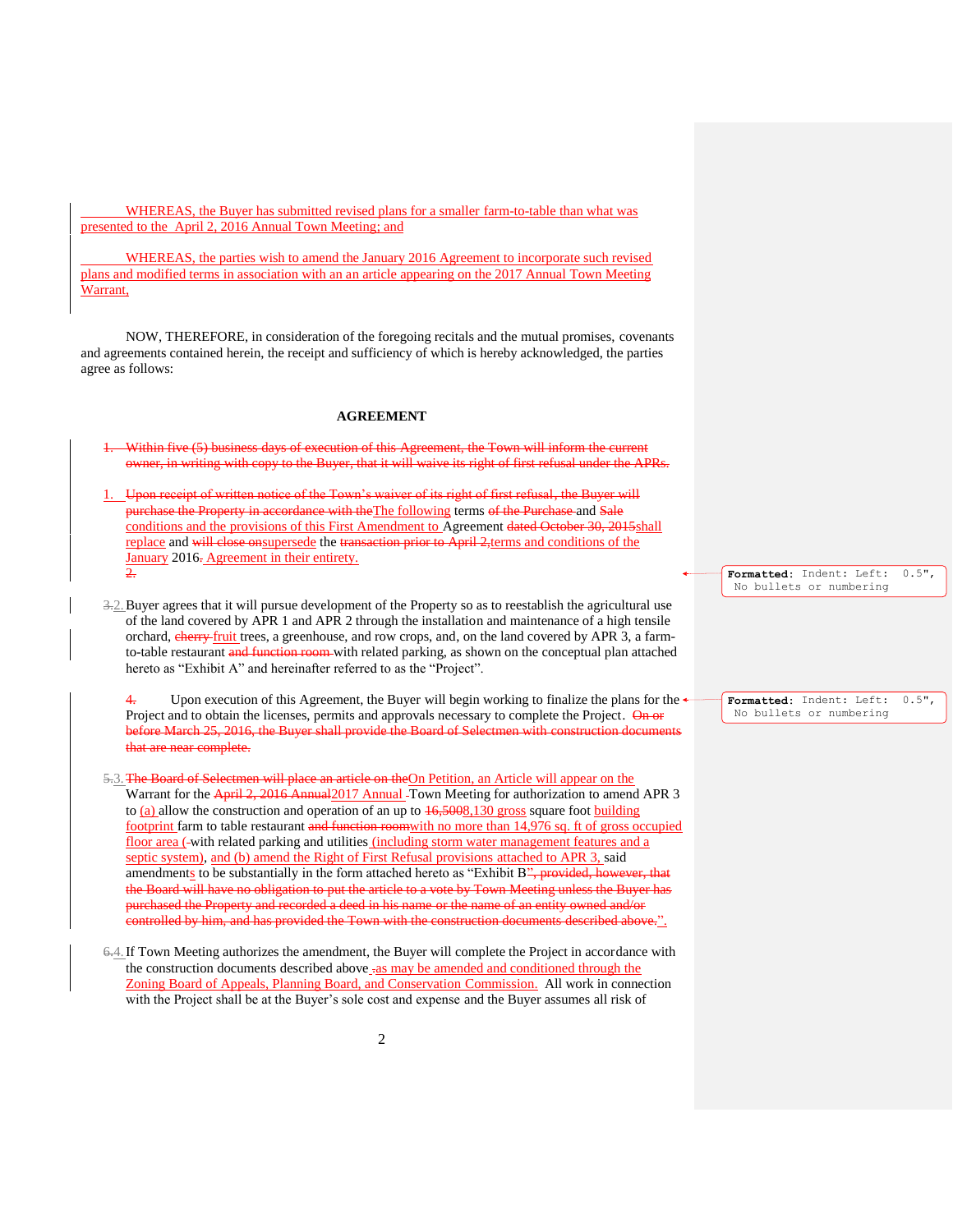WHEREAS, the Buyer has submitted revised plans for a smaller farm-to-table than what was presented to the April 2, 2016 Annual Town Meeting; and

WHEREAS, the parties wish to amend the January 2016 Agreement to incorporate such revised plans and modified terms in association with an an article appearing on the 2017 Annual Town Meeting Warrant,

NOW, THEREFORE, in consideration of the foregoing recitals and the mutual promises, covenants and agreements contained herein, the receipt and sufficiency of which is hereby acknowledged, the parties agree as follows:

## AGREEMENT

~~1. Within five (5) business days of execution of this Agreement, the Town will inform the current owner, in writing with copy to the Buyer, that it will waive its right of first refusal under the APRs.~~

1. ~~Upon receipt of written notice of the Town's waiver of its right of first refusal, the Buyer will purchase the Property in accordance with the~~The following terms ~~of the Purchase~~ and ~~Sale~~ conditions and the provisions of this First Amendment to Agreement ~~dated October 30, 2015~~shall replace and ~~will close on~~supersede the ~~transaction prior to April 2,~~terms and conditions of the January 2016~~.~~ Agreement in their entirety.
~~2.~~

~~3.~~2. Buyer agrees that it will pursue development of the Property so as to reestablish the agricultural use of the land covered by APR 1 and APR 2 through the installation and maintenance of a high tensile orchard, ~~cherry~~ fruit trees, a greenhouse, and row crops, and, on the land covered by APR 3, a farm-to-table restaurant ~~and function room~~ with related parking, as shown on the conceptual plan attached hereto as "Exhibit A" and hereinafter referred to as the "Project".

~~4.~~ Upon execution of this Agreement, the Buyer will begin working to finalize the plans for the Project and to obtain the licenses, permits and approvals necessary to complete the Project. ~~On or before March 25, 2016, the Buyer shall provide the Board of Selectmen with construction documents that are near complete.~~

~~5.~~3. ~~The Board of Selectmen will place an article on the~~On Petition, an Article will appear on the Warrant for the ~~April 2, 2016 Annual~~2017 Annual Town Meeting for authorization to amend APR 3 to (a) allow the construction and operation of an up to ~~16,500~~8,130 gross square foot building footprint farm to table restaurant ~~and function room~~with no more than 14,976 sq. ft of gross occupied floor area (~~-~~with related parking and utilities (including storm water management features and a septic system), and (b) amend the Right of First Refusal provisions attached to APR 3, said amendments to be substantially in the form attached hereto as "Exhibit B~~", provided, however, that the Board will have no obligation to put the article to a vote by Town Meeting unless the Buyer has purchased the Property and recorded a deed in his name or the name of an entity owned and/or controlled by him, and has provided the Town with the construction documents described above.~~".

~~6.~~4. If Town Meeting authorizes the amendment, the Buyer will complete the Project in accordance with the construction documents described above ~~.~~as may be amended and conditioned through the Zoning Board of Appeals, Planning Board, and Conservation Commission. All work in connection with the Project shall be at the Buyer's sole cost and expense and the Buyer assumes all risk of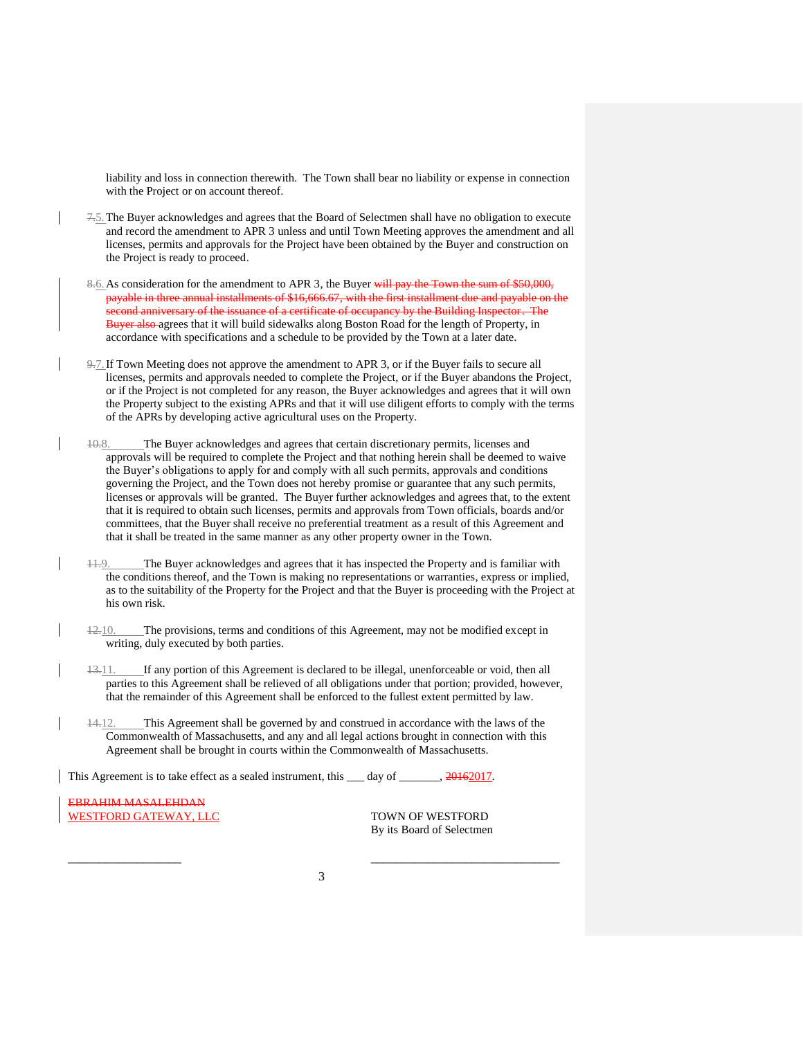liability and loss in connection therewith. The Town shall bear no liability or expense in connection with the Project or on account thereof.

~~7.~~5. The Buyer acknowledges and agrees that the Board of Selectmen shall have no obligation to execute and record the amendment to APR 3 unless and until Town Meeting approves the amendment and all licenses, permits and approvals for the Project have been obtained by the Buyer and construction on the Project is ready to proceed.

~~8.~~6. As consideration for the amendment to APR 3, the Buyer ~~will pay the Town the sum of $50,000, payable in three annual installments of $16,666.67, with the first installment due and payable on the second anniversary of the issuance of a certificate of occupancy by the Building Inspector. The Buyer also~~ agrees that it will build sidewalks along Boston Road for the length of Property, in accordance with specifications and a schedule to be provided by the Town at a later date.

~~9.~~7. If Town Meeting does not approve the amendment to APR 3, or if the Buyer fails to secure all licenses, permits and approvals needed to complete the Project, or if the Buyer abandons the Project, or if the Project is not completed for any reason, the Buyer acknowledges and agrees that it will own the Property subject to the existing APRs and that it will use diligent efforts to comply with the terms of the APRs by developing active agricultural uses on the Property.

~~10.~~8. The Buyer acknowledges and agrees that certain discretionary permits, licenses and approvals will be required to complete the Project and that nothing herein shall be deemed to waive the Buyer's obligations to apply for and comply with all such permits, approvals and conditions governing the Project, and the Town does not hereby promise or guarantee that any such permits, licenses or approvals will be granted. The Buyer further acknowledges and agrees that, to the extent that it is required to obtain such licenses, permits and approvals from Town officials, boards and/or committees, that the Buyer shall receive no preferential treatment as a result of this Agreement and that it shall be treated in the same manner as any other property owner in the Town.

~~11.~~9. The Buyer acknowledges and agrees that it has inspected the Property and is familiar with the conditions thereof, and the Town is making no representations or warranties, express or implied, as to the suitability of the Property for the Project and that the Buyer is proceeding with the Project at his own risk.

~~12.~~10. The provisions, terms and conditions of this Agreement, may not be modified except in writing, duly executed by both parties.

~~13.~~11. If any portion of this Agreement is declared to be illegal, unenforceable or void, then all parties to this Agreement shall be relieved of all obligations under that portion; provided, however, that the remainder of this Agreement shall be enforced to the fullest extent permitted by law.

~~14.~~12. This Agreement shall be governed by and construed in accordance with the laws of the Commonwealth of Massachusetts, and any and all legal actions brought in connection with this Agreement shall be brought in courts within the Commonwealth of Massachusetts.

This Agreement is to take effect as a sealed instrument, this ___ day of _______, ~~2016~~2017.

~~EBRAHIM MASALEHDAN~~
WESTFORD GATEWAY, LLC

___________________

TOWN OF WESTFORD
By its Board of Selectmen

________________________________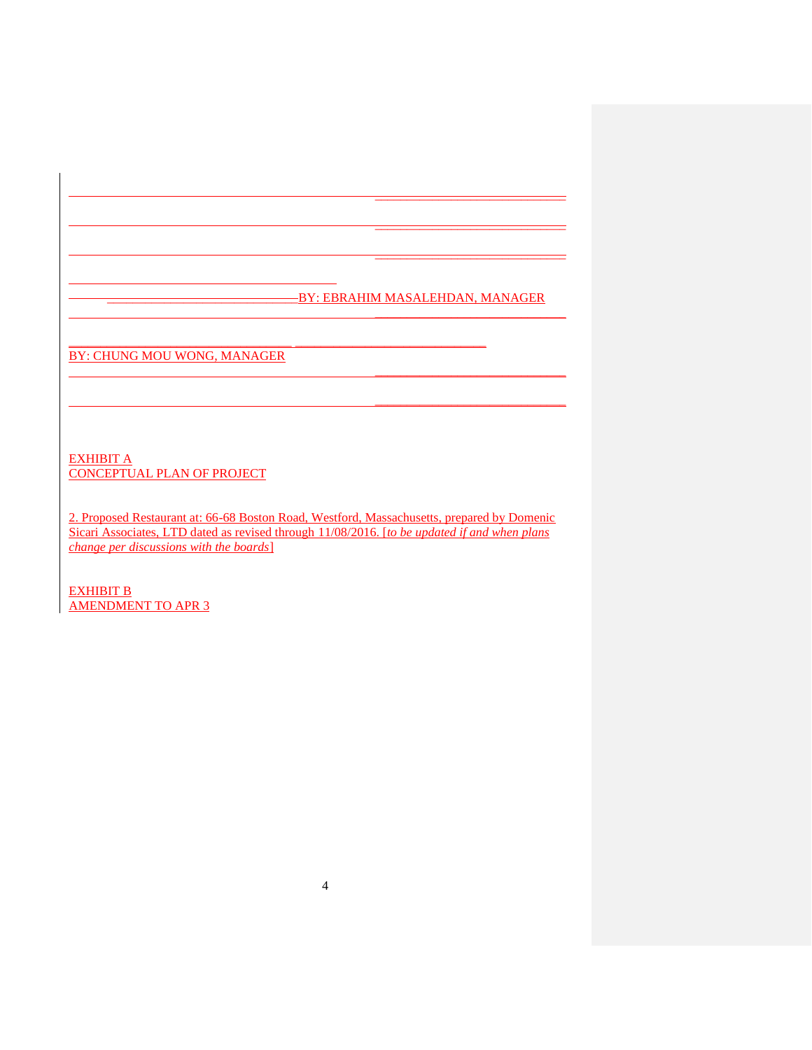BY: EBRAHIM MASALEHDAN, MANAGER

BY: CHUNG MOU WONG, MANAGER

EXHIBIT A
CONCEPTUAL PLAN OF PROJECT

2. Proposed Restaurant at: 66-68 Boston Road, Westford, Massachusetts, prepared by Domenic Sicari Associates, LTD dated as revised through 11/08/2016. [*to be updated if and when plans change per discussions with the boards*]

EXHIBIT B
AMENDMENT TO APR 3